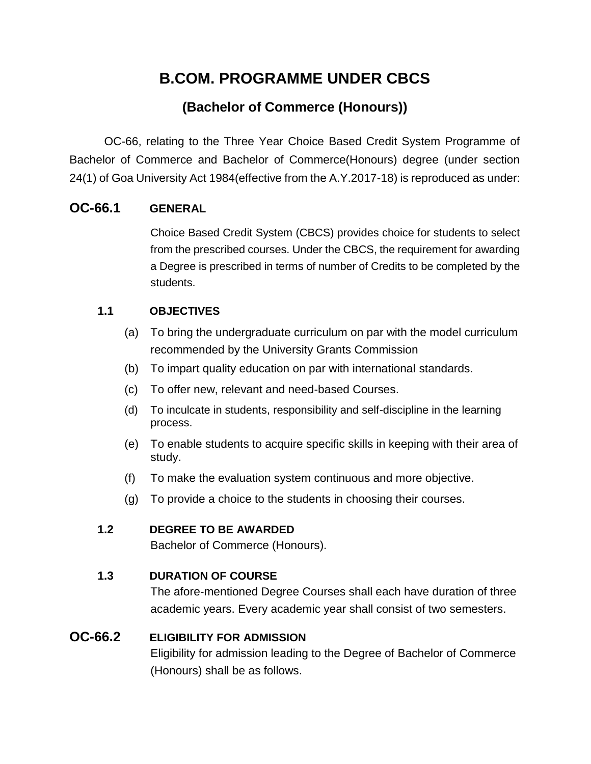# B.COM. PROGRAMME UNDER CBCS

## (Bachelor of Commerce (Honours))

OC-66, relating to the Three Year Choice Based Credit System Programme of Bachelor of Commerce and Bachelor of Commerce(Honours) degree (under section 24(1) of Goa University Act 1984(effective from the A.Y.2017-18) is reproduced as under:

## OC-66.1 GENERAL

Choice Based Credit System (CBCS) provides choice for students to select from the prescribed courses. Under the CBCS, the requirement for awarding a Degree is prescribed in terms of number of Credits to be completed by the students.

### 1.1 OBJECTIVES

(a) To bring the undergraduate curriculum on par with the model curriculum recommended by the University Grants Commission

(b) To impart quality education on par with international standards.

(c) To offer new, relevant and need-based Courses.

(d) To inculcate in students, responsibility and self-discipline in the learning process.

(e) To enable students to acquire specific skills in keeping with their area of study.

(f) To make the evaluation system continuous and more objective.

(g) To provide a choice to the students in choosing their courses.

### 1.2 DEGREE TO BE AWARDED

Bachelor of Commerce (Honours).

### 1.3 DURATION OF COURSE

The afore-mentioned Degree Courses shall each have duration of three academic years. Every academic year shall consist of two semesters.

## OC-66.2 ELIGIBILITY FOR ADMISSION

Eligibility for admission leading to the Degree of Bachelor of Commerce (Honours) shall be as follows.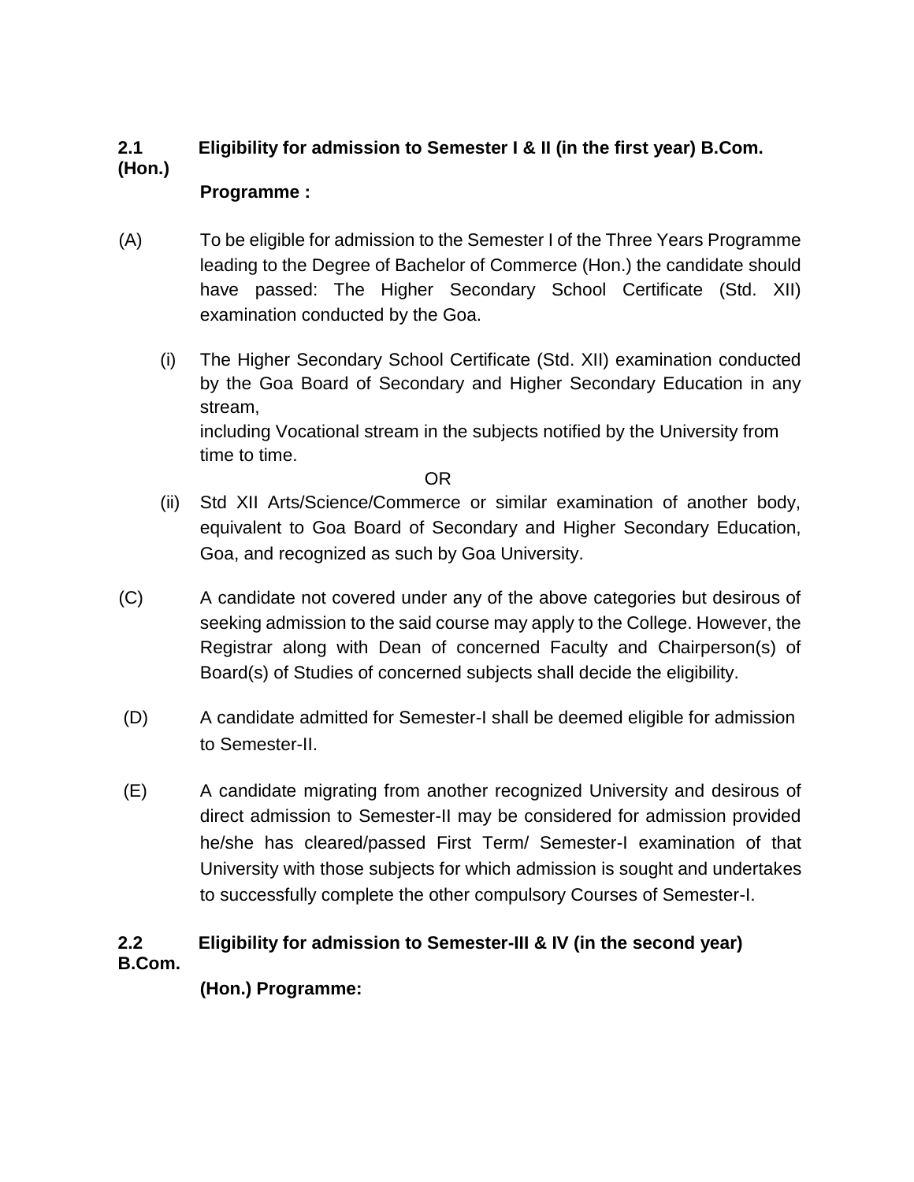### 2.1 Eligibility for admission to Semester I & II (in the first year) B.Com. (Hon.) Programme :

(A) To be eligible for admission to the Semester I of the Three Years Programme leading to the Degree of Bachelor of Commerce (Hon.) the candidate should have passed: The Higher Secondary School Certificate (Std. XII) examination conducted by the Goa.

(i) The Higher Secondary School Certificate (Std. XII) examination conducted by the Goa Board of Secondary and Higher Secondary Education in any stream,
including Vocational stream in the subjects notified by the University from time to time.

OR

(ii) Std XII Arts/Science/Commerce or similar examination of another body, equivalent to Goa Board of Secondary and Higher Secondary Education, Goa, and recognized as such by Goa University.

(C) A candidate not covered under any of the above categories but desirous of seeking admission to the said course may apply to the College. However, the Registrar along with Dean of concerned Faculty and Chairperson(s) of Board(s) of Studies of concerned subjects shall decide the eligibility.

(D) A candidate admitted for Semester-I shall be deemed eligible for admission to Semester-II.

(E) A candidate migrating from another recognized University and desirous of direct admission to Semester-II may be considered for admission provided he/she has cleared/passed First Term/ Semester-I examination of that University with those subjects for which admission is sought and undertakes to successfully complete the other compulsory Courses of Semester-I.

### 2.2 Eligibility for admission to Semester-III & IV (in the second year) B.Com. (Hon.) Programme: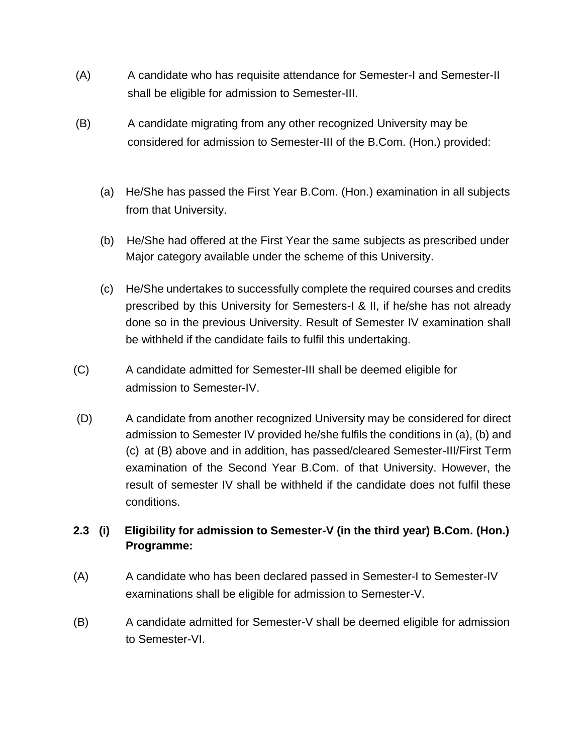(A) A candidate who has requisite attendance for Semester-I and Semester-II shall be eligible for admission to Semester-III.

(B) A candidate migrating from any other recognized University may be considered for admission to Semester-III of the B.Com. (Hon.) provided:

   (a) He/She has passed the First Year B.Com. (Hon.) examination in all subjects from that University.

   (b) He/She had offered at the First Year the same subjects as prescribed under Major category available under the scheme of this University.

   (c) He/She undertakes to successfully complete the required courses and credits prescribed by this University for Semesters-I & II, if he/she has not already done so in the previous University. Result of Semester IV examination shall be withheld if the candidate fails to fulfil this undertaking.

(C) A candidate admitted for Semester-III shall be deemed eligible for admission to Semester-IV.

(D) A candidate from another recognized University may be considered for direct admission to Semester IV provided he/she fulfils the conditions in (a), (b) and (c) at (B) above and in addition, has passed/cleared Semester-III/First Term examination of the Second Year B.Com. of that University. However, the result of semester IV shall be withheld if the candidate does not fulfil these conditions.

**2.3 (i) Eligibility for admission to Semester-V (in the third year) B.Com. (Hon.) Programme:**

(A) A candidate who has been declared passed in Semester-I to Semester-IV examinations shall be eligible for admission to Semester-V.

(B) A candidate admitted for Semester-V shall be deemed eligible for admission to Semester-VI.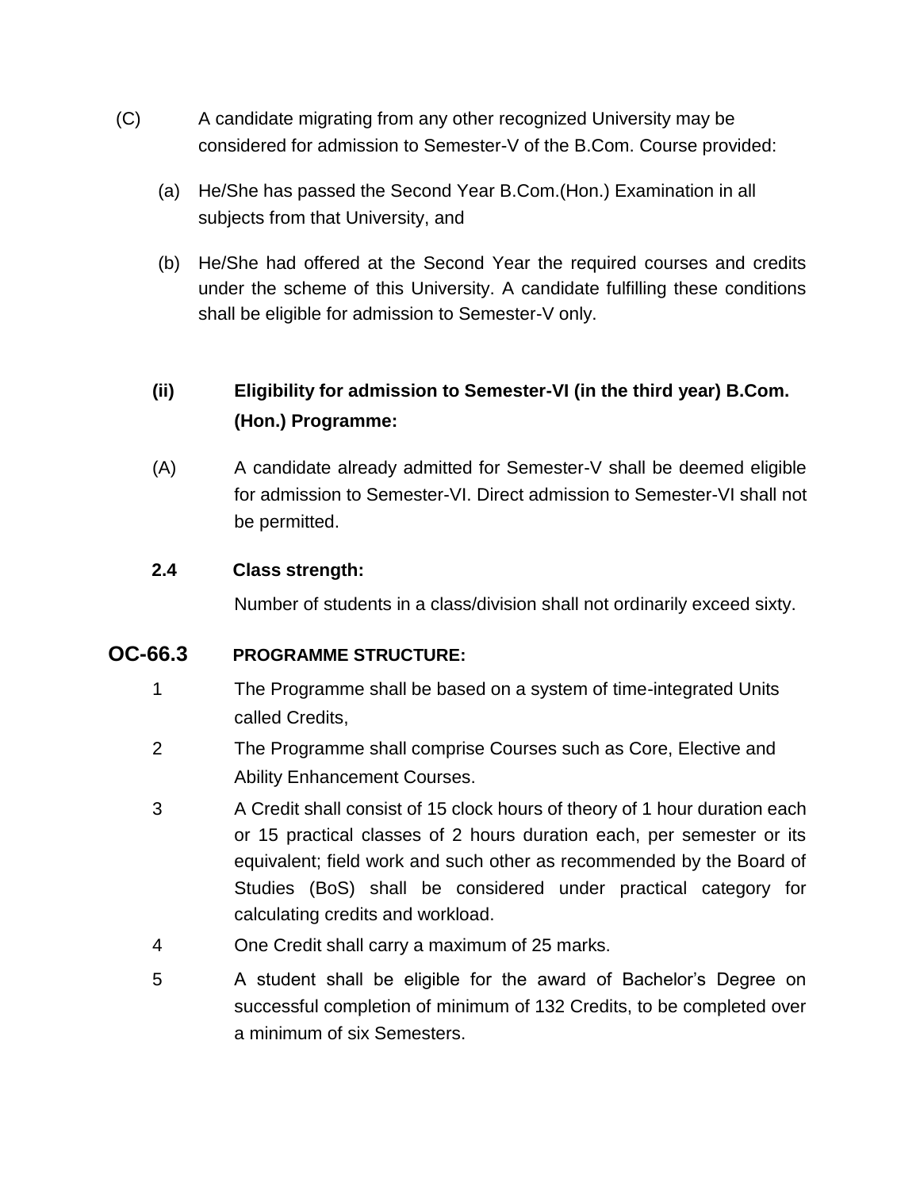(C) A candidate migrating from any other recognized University may be considered for admission to Semester-V of the B.Com. Course provided:

(a) He/She has passed the Second Year B.Com.(Hon.) Examination in all subjects from that University, and

(b) He/She had offered at the Second Year the required courses and credits under the scheme of this University. A candidate fulfilling these conditions shall be eligible for admission to Semester-V only.

**(ii) Eligibility for admission to Semester-VI (in the third year) B.Com. (Hon.) Programme:**

(A) A candidate already admitted for Semester-V shall be deemed eligible for admission to Semester-VI. Direct admission to Semester-VI shall not be permitted.

**2.4 Class strength:**

Number of students in a class/division shall not ordinarily exceed sixty.

## OC-66.3 PROGRAMME STRUCTURE:

1 The Programme shall be based on a system of time-integrated Units called Credits,

2 The Programme shall comprise Courses such as Core, Elective and Ability Enhancement Courses.

3 A Credit shall consist of 15 clock hours of theory of 1 hour duration each or 15 practical classes of 2 hours duration each, per semester or its equivalent; field work and such other as recommended by the Board of Studies (BoS) shall be considered under practical category for calculating credits and workload.

4 One Credit shall carry a maximum of 25 marks.

5 A student shall be eligible for the award of Bachelor's Degree on successful completion of minimum of 132 Credits, to be completed over a minimum of six Semesters.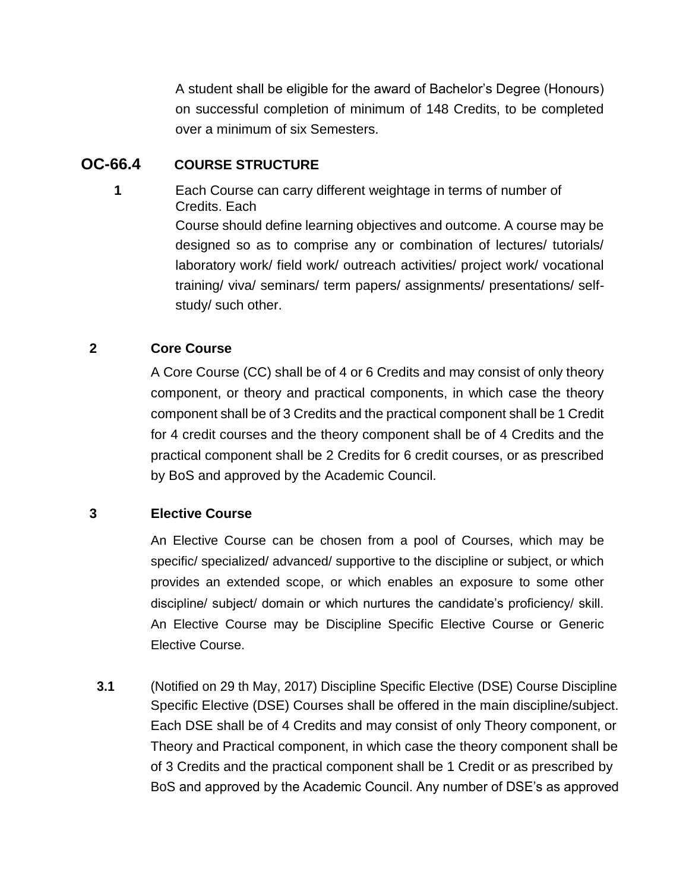A student shall be eligible for the award of Bachelor's Degree (Honours) on successful completion of minimum of 148 Credits, to be completed over a minimum of six Semesters.

## OC-66.4 COURSE STRUCTURE

**1** Each Course can carry different weightage in terms of number of Credits. Each Course should define learning objectives and outcome. A course may be designed so as to comprise any or combination of lectures/ tutorials/ laboratory work/ field work/ outreach activities/ project work/ vocational training/ viva/ seminars/ term papers/ assignments/ presentations/ self-study/ such other.

**2 Core Course**

A Core Course (CC) shall be of 4 or 6 Credits and may consist of only theory component, or theory and practical components, in which case the theory component shall be of 3 Credits and the practical component shall be 1 Credit for 4 credit courses and the theory component shall be of 4 Credits and the practical component shall be 2 Credits for 6 credit courses, or as prescribed by BoS and approved by the Academic Council.

**3 Elective Course**

An Elective Course can be chosen from a pool of Courses, which may be specific/ specialized/ advanced/ supportive to the discipline or subject, or which provides an extended scope, or which enables an exposure to some other discipline/ subject/ domain or which nurtures the candidate's proficiency/ skill. An Elective Course may be Discipline Specific Elective Course or Generic Elective Course.

**3.1** (Notified on 29 th May, 2017) Discipline Specific Elective (DSE) Course Discipline Specific Elective (DSE) Courses shall be offered in the main discipline/subject. Each DSE shall be of 4 Credits and may consist of only Theory component, or Theory and Practical component, in which case the theory component shall be of 3 Credits and the practical component shall be 1 Credit or as prescribed by BoS and approved by the Academic Council. Any number of DSE's as approved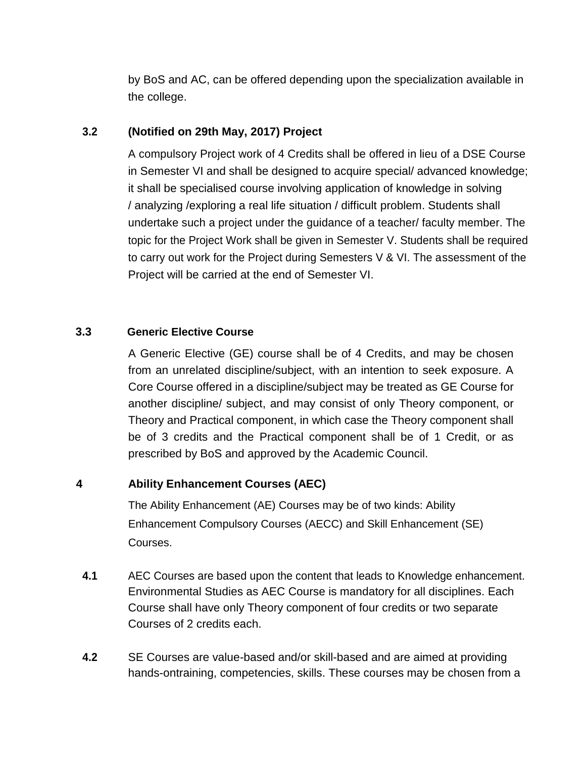by BoS and AC, can be offered depending upon the specialization available in the college.

### 3.2 (Notified on 29th May, 2017) Project

A compulsory Project work of 4 Credits shall be offered in lieu of a DSE Course in Semester VI and shall be designed to acquire special/ advanced knowledge; it shall be specialised course involving application of knowledge in solving / analyzing /exploring a real life situation / difficult problem. Students shall undertake such a project under the guidance of a teacher/ faculty member. The topic for the Project Work shall be given in Semester V. Students shall be required to carry out work for the Project during Semesters V & VI. The assessment of the Project will be carried at the end of Semester VI.

### 3.3 Generic Elective Course

A Generic Elective (GE) course shall be of 4 Credits, and may be chosen from an unrelated discipline/subject, with an intention to seek exposure. A Core Course offered in a discipline/subject may be treated as GE Course for another discipline/ subject, and may consist of only Theory component, or Theory and Practical component, in which case the Theory component shall be of 3 credits and the Practical component shall be of 1 Credit, or as prescribed by BoS and approved by the Academic Council.

## 4 Ability Enhancement Courses (AEC)

The Ability Enhancement (AE) Courses may be of two kinds: Ability Enhancement Compulsory Courses (AECC) and Skill Enhancement (SE) Courses.

**4.1** AEC Courses are based upon the content that leads to Knowledge enhancement. Environmental Studies as AEC Course is mandatory for all disciplines. Each Course shall have only Theory component of four credits or two separate Courses of 2 credits each.

**4.2** SE Courses are value-based and/or skill-based and are aimed at providing hands-ontraining, competencies, skills. These courses may be chosen from a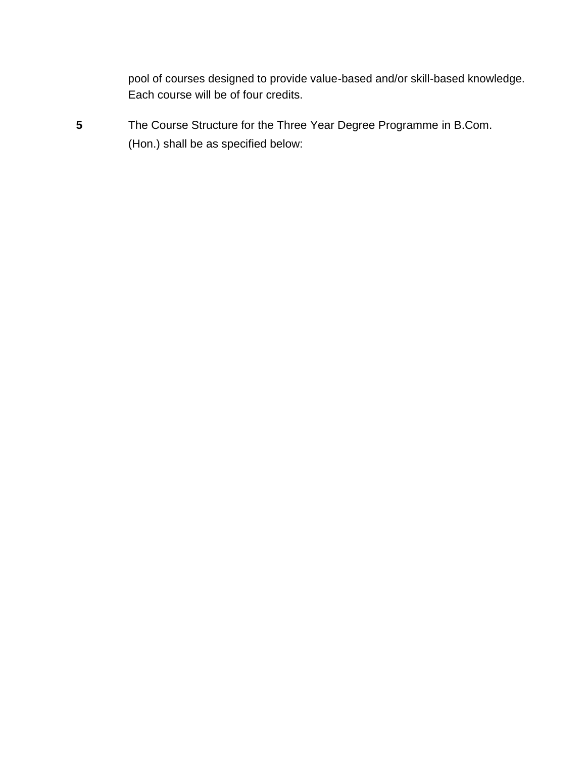pool of courses designed to provide value-based and/or skill-based knowledge. Each course will be of four credits.

**5** The Course Structure for the Three Year Degree Programme in B.Com. (Hon.) shall be as specified below: